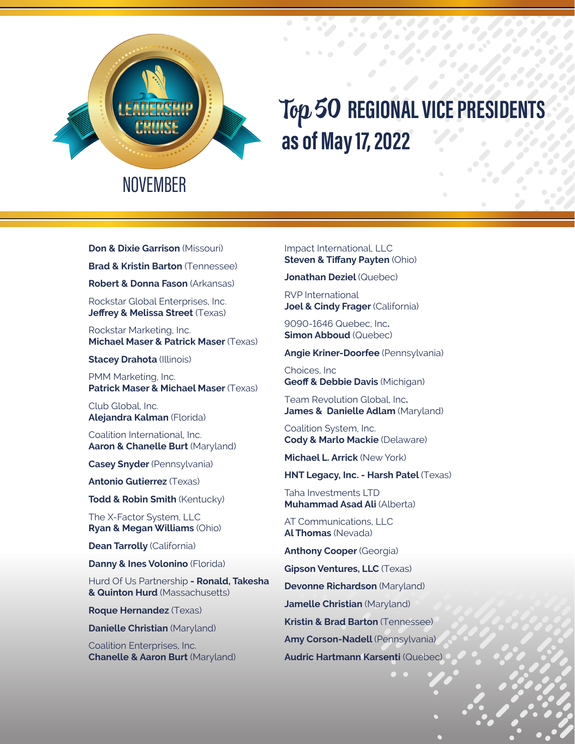LEADERSHIP CRUISE

NOVEMBER

# Top 50 REGIONAL VICE PRESIDENTS as of May 17, 2022

**Don & Dixie Garrison** (Missouri)

**Brad & Kristin Barton** (Tennessee)

**Robert & Donna Fason** (Arkansas)

Rockstar Global Enterprises, Inc.
**Jeffrey & Melissa Street** (Texas)

Rockstar Marketing, Inc.
**Michael Maser & Patrick Maser** (Texas)

**Stacey Drahota** (Illinois)

PMM Marketing, Inc.
**Patrick Maser & Michael Maser** (Texas)

Club Global, Inc.
**Alejandra Kalman** (Florida)

Coalition International, Inc.
**Aaron & Chanelle Burt** (Maryland)

**Casey Snyder** (Pennsylvania)

**Antonio Gutierrez** (Texas)

**Todd & Robin Smith** (Kentucky)

The X-Factor System, LLC
**Ryan & Megan Williams** (Ohio)

**Dean Tarrolly** (California)

**Danny & Ines Volonino** (Florida)

Hurd Of Us Partnership **- Ronald, Takesha & Quinton Hurd** (Massachusetts)

**Roque Hernandez** (Texas)

**Danielle Christian** (Maryland)

Coalition Enterprises, Inc.
**Chanelle & Aaron Burt** (Maryland)

Impact International, LLC
**Steven & Tiffany Payten** (Ohio)

**Jonathan Deziel** (Quebec)

RVP International
**Joel & Cindy Frager** (California)

9090-1646 Quebec, Inc.
**Simon Abboud** (Quebec)

**Angie Kriner-Doorfee** (Pennsylvania)

Choices, Inc
**Geoff & Debbie Davis** (Michigan)

Team Revolution Global, Inc.
**James & Danielle Adlam** (Maryland)

Coalition System, Inc.
**Cody & Marlo Mackie** (Delaware)

**Michael L. Arrick** (New York)

**HNT Legacy, Inc. - Harsh Patel** (Texas)

Taha Investments LTD
**Muhammad Asad Ali** (Alberta)

AT Communications, LLC
**Al Thomas** (Nevada)

**Anthony Cooper** (Georgia)

**Gipson Ventures, LLC** (Texas)

**Devonne Richardson** (Maryland)

**Jamelle Christian** (Maryland)

**Kristin & Brad Barton** (Tennessee)

**Amy Corson-Nadell** (Pennsylvania)

**Audric Hartmann Karsenti** (Quebec)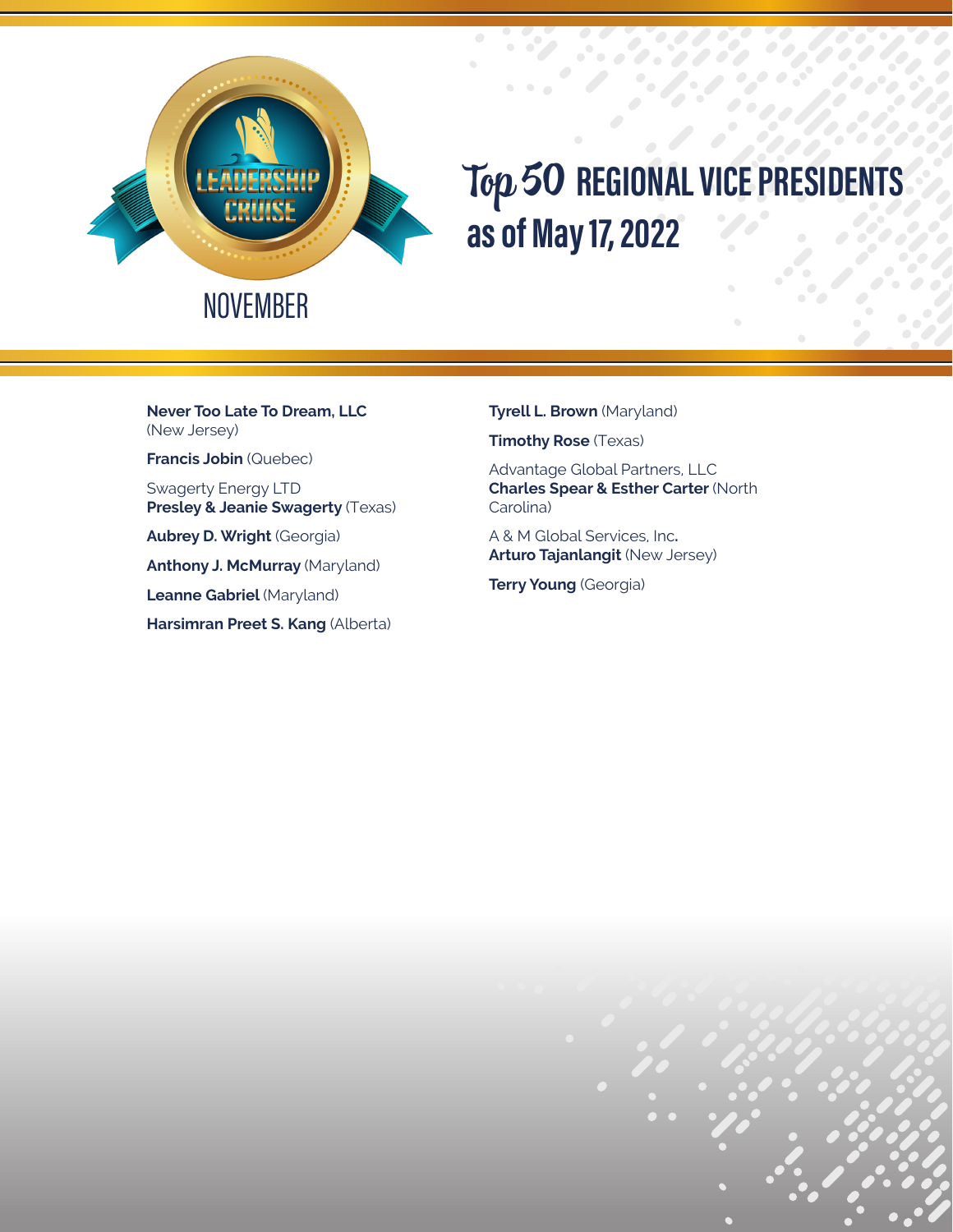LEADERSHIP CRUISE

NOVEMBER

# Top 50 REGIONAL VICE PRESIDENTS as of May 17, 2022

**Never Too Late To Dream, LLC** (New Jersey)

**Francis Jobin** (Quebec)

Swagerty Energy LTD
**Presley & Jeanie Swagerty** (Texas)

**Aubrey D. Wright** (Georgia)

**Anthony J. McMurray** (Maryland)

**Leanne Gabriel** (Maryland)

**Harsimran Preet S. Kang** (Alberta)

**Tyrell L. Brown** (Maryland)

**Timothy Rose** (Texas)

Advantage Global Partners, LLC
**Charles Spear & Esther Carter** (North Carolina)

A & M Global Services, Inc.
**Arturo Tajanlangit** (New Jersey)

**Terry Young** (Georgia)